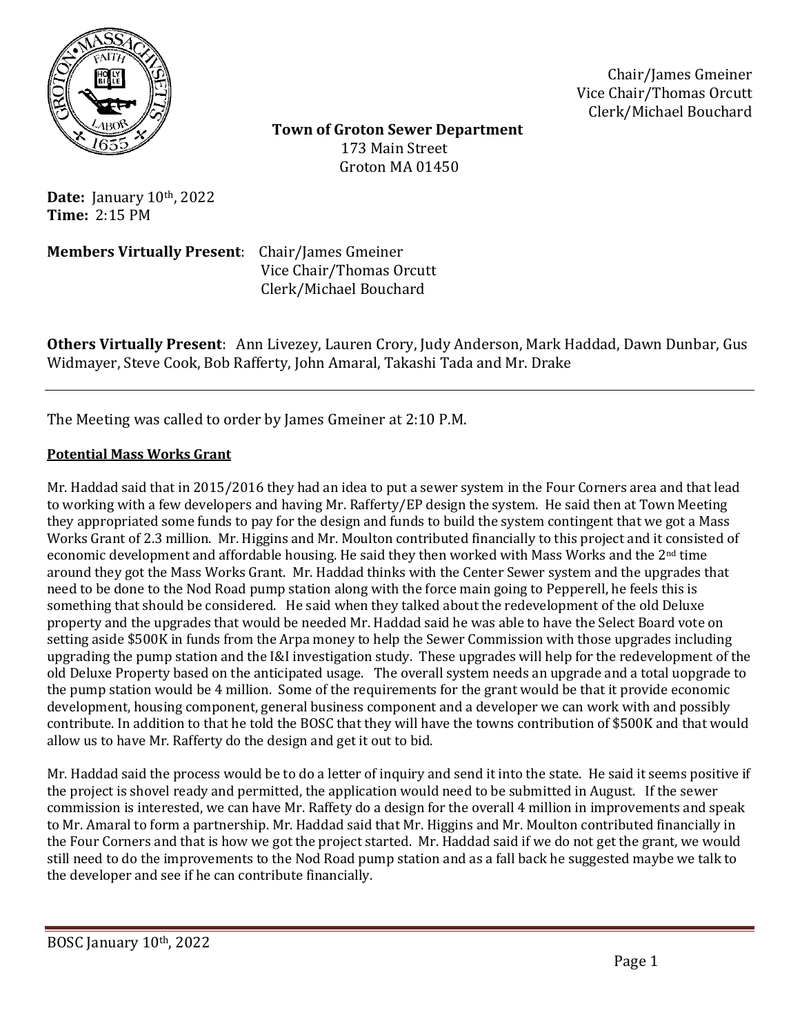Chair/James Gmeiner
Vice Chair/Thomas Orcutt
Clerk/Michael Bouchard

**Town of Groton Sewer Department**
173 Main Street
Groton MA 01450

**Date:** January 10th, 2022
**Time:** 2:15 PM

**Members Virtually Present**: Chair/James Gmeiner
Vice Chair/Thomas Orcutt
Clerk/Michael Bouchard

**Others Virtually Present**: Ann Livezey, Lauren Crory, Judy Anderson, Mark Haddad, Dawn Dunbar, Gus Widmayer, Steve Cook, Bob Rafferty, John Amaral, Takashi Tada and Mr. Drake

---

The Meeting was called to order by James Gmeiner at 2:10 P.M.

**Potential Mass Works Grant**

Mr. Haddad said that in 2015/2016 they had an idea to put a sewer system in the Four Corners area and that lead to working with a few developers and having Mr. Rafferty/EP design the system. He said then at Town Meeting they appropriated some funds to pay for the design and funds to build the system contingent that we got a Mass Works Grant of 2.3 million. Mr. Higgins and Mr. Moulton contributed financially to this project and it consisted of economic development and affordable housing. He said they then worked with Mass Works and the 2nd time around they got the Mass Works Grant. Mr. Haddad thinks with the Center Sewer system and the upgrades that need to be done to the Nod Road pump station along with the force main going to Pepperell, he feels this is something that should be considered. He said when they talked about the redevelopment of the old Deluxe property and the upgrades that would be needed Mr. Haddad said he was able to have the Select Board vote on setting aside $500K in funds from the Arpa money to help the Sewer Commission with those upgrades including upgrading the pump station and the I&I investigation study. These upgrades will help for the redevelopment of the old Deluxe Property based on the anticipated usage. The overall system needs an upgrade and a total uopgrade to the pump station would be 4 million. Some of the requirements for the grant would be that it provide economic development, housing component, general business component and a developer we can work with and possibly contribute. In addition to that he told the BOSC that they will have the towns contribution of $500K and that would allow us to have Mr. Rafferty do the design and get it out to bid.

Mr. Haddad said the process would be to do a letter of inquiry and send it into the state. He said it seems positive if the project is shovel ready and permitted, the application would need to be submitted in August. If the sewer commission is interested, we can have Mr. Raffety do a design for the overall 4 million in improvements and speak to Mr. Amaral to form a partnership. Mr. Haddad said that Mr. Higgins and Mr. Moulton contributed financially in the Four Corners and that is how we got the project started. Mr. Haddad said if we do not get the grant, we would still need to do the improvements to the Nod Road pump station and as a fall back he suggested maybe we talk to the developer and see if he can contribute financially.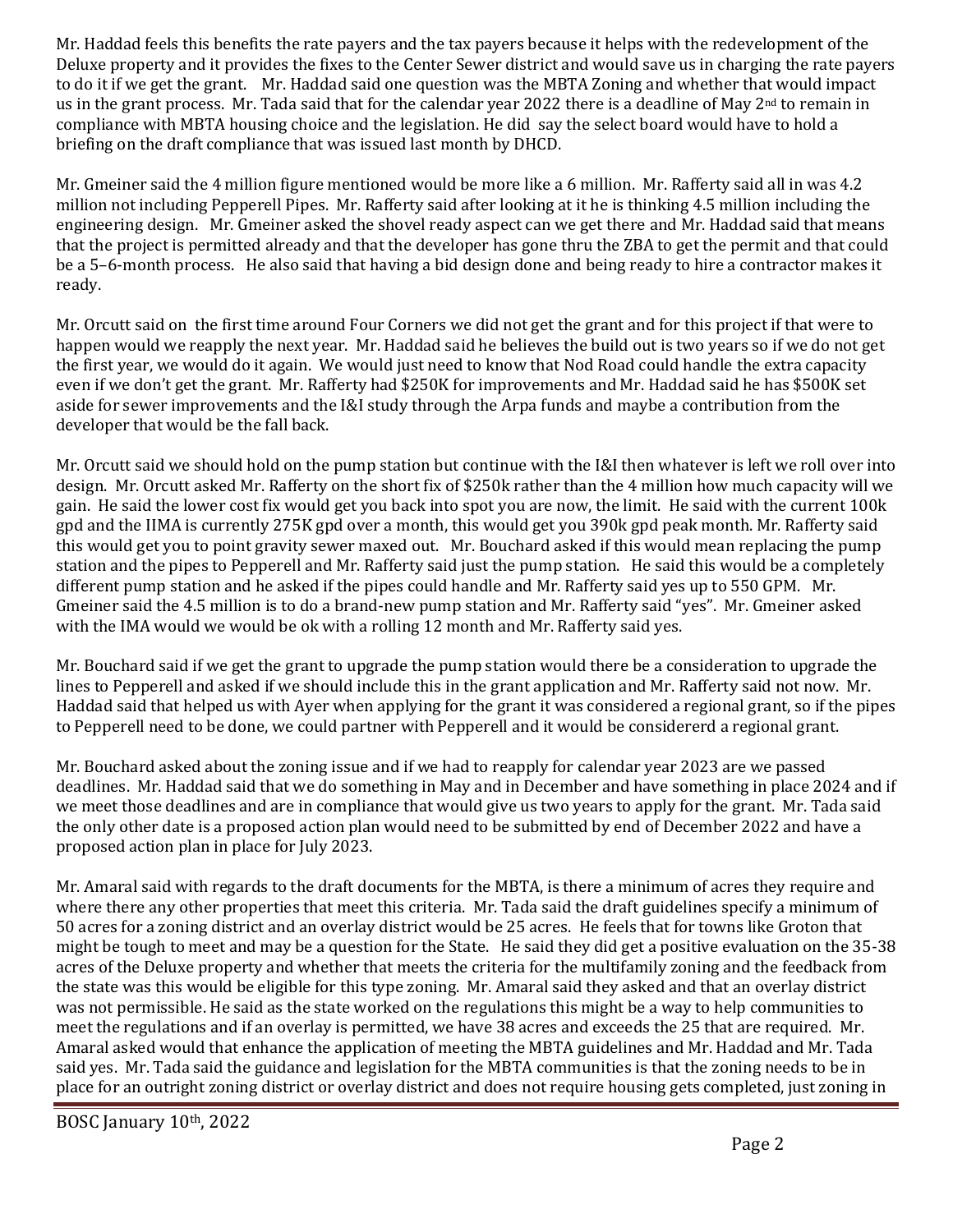Mr. Haddad feels this benefits the rate payers and the tax payers because it helps with the redevelopment of the Deluxe property and it provides the fixes to the Center Sewer district and would save us in charging the rate payers to do it if we get the grant. Mr. Haddad said one question was the MBTA Zoning and whether that would impact us in the grant process. Mr. Tada said that for the calendar year 2022 there is a deadline of May 2nd to remain in compliance with MBTA housing choice and the legislation. He did say the select board would have to hold a briefing on the draft compliance that was issued last month by DHCD.

Mr. Gmeiner said the 4 million figure mentioned would be more like a 6 million. Mr. Rafferty said all in was 4.2 million not including Pepperell Pipes. Mr. Rafferty said after looking at it he is thinking 4.5 million including the engineering design. Mr. Gmeiner asked the shovel ready aspect can we get there and Mr. Haddad said that means that the project is permitted already and that the developer has gone thru the ZBA to get the permit and that could be a 5–6-month process. He also said that having a bid design done and being ready to hire a contractor makes it ready.

Mr. Orcutt said on the first time around Four Corners we did not get the grant and for this project if that were to happen would we reapply the next year. Mr. Haddad said he believes the build out is two years so if we do not get the first year, we would do it again. We would just need to know that Nod Road could handle the extra capacity even if we don't get the grant. Mr. Rafferty had $250K for improvements and Mr. Haddad said he has $500K set aside for sewer improvements and the I&I study through the Arpa funds and maybe a contribution from the developer that would be the fall back.

Mr. Orcutt said we should hold on the pump station but continue with the I&I then whatever is left we roll over into design. Mr. Orcutt asked Mr. Rafferty on the short fix of $250k rather than the 4 million how much capacity will we gain. He said the lower cost fix would get you back into spot you are now, the limit. He said with the current 100k gpd and the IIMA is currently 275K gpd over a month, this would get you 390k gpd peak month. Mr. Rafferty said this would get you to point gravity sewer maxed out. Mr. Bouchard asked if this would mean replacing the pump station and the pipes to Pepperell and Mr. Rafferty said just the pump station. He said this would be a completely different pump station and he asked if the pipes could handle and Mr. Rafferty said yes up to 550 GPM. Mr. Gmeiner said the 4.5 million is to do a brand-new pump station and Mr. Rafferty said "yes". Mr. Gmeiner asked with the IMA would we would be ok with a rolling 12 month and Mr. Rafferty said yes.

Mr. Bouchard said if we get the grant to upgrade the pump station would there be a consideration to upgrade the lines to Pepperell and asked if we should include this in the grant application and Mr. Rafferty said not now. Mr. Haddad said that helped us with Ayer when applying for the grant it was considered a regional grant, so if the pipes to Pepperell need to be done, we could partner with Pepperell and it would be considererd a regional grant.

Mr. Bouchard asked about the zoning issue and if we had to reapply for calendar year 2023 are we passed deadlines. Mr. Haddad said that we do something in May and in December and have something in place 2024 and if we meet those deadlines and are in compliance that would give us two years to apply for the grant. Mr. Tada said the only other date is a proposed action plan would need to be submitted by end of December 2022 and have a proposed action plan in place for July 2023.

Mr. Amaral said with regards to the draft documents for the MBTA, is there a minimum of acres they require and where there any other properties that meet this criteria. Mr. Tada said the draft guidelines specify a minimum of 50 acres for a zoning district and an overlay district would be 25 acres. He feels that for towns like Groton that might be tough to meet and may be a question for the State. He said they did get a positive evaluation on the 35-38 acres of the Deluxe property and whether that meets the criteria for the multifamily zoning and the feedback from the state was this would be eligible for this type zoning. Mr. Amaral said they asked and that an overlay district was not permissible. He said as the state worked on the regulations this might be a way to help communities to meet the regulations and if an overlay is permitted, we have 38 acres and exceeds the 25 that are required. Mr. Amaral asked would that enhance the application of meeting the MBTA guidelines and Mr. Haddad and Mr. Tada said yes. Mr. Tada said the guidance and legislation for the MBTA communities is that the zoning needs to be in place for an outright zoning district or overlay district and does not require housing gets completed, just zoning in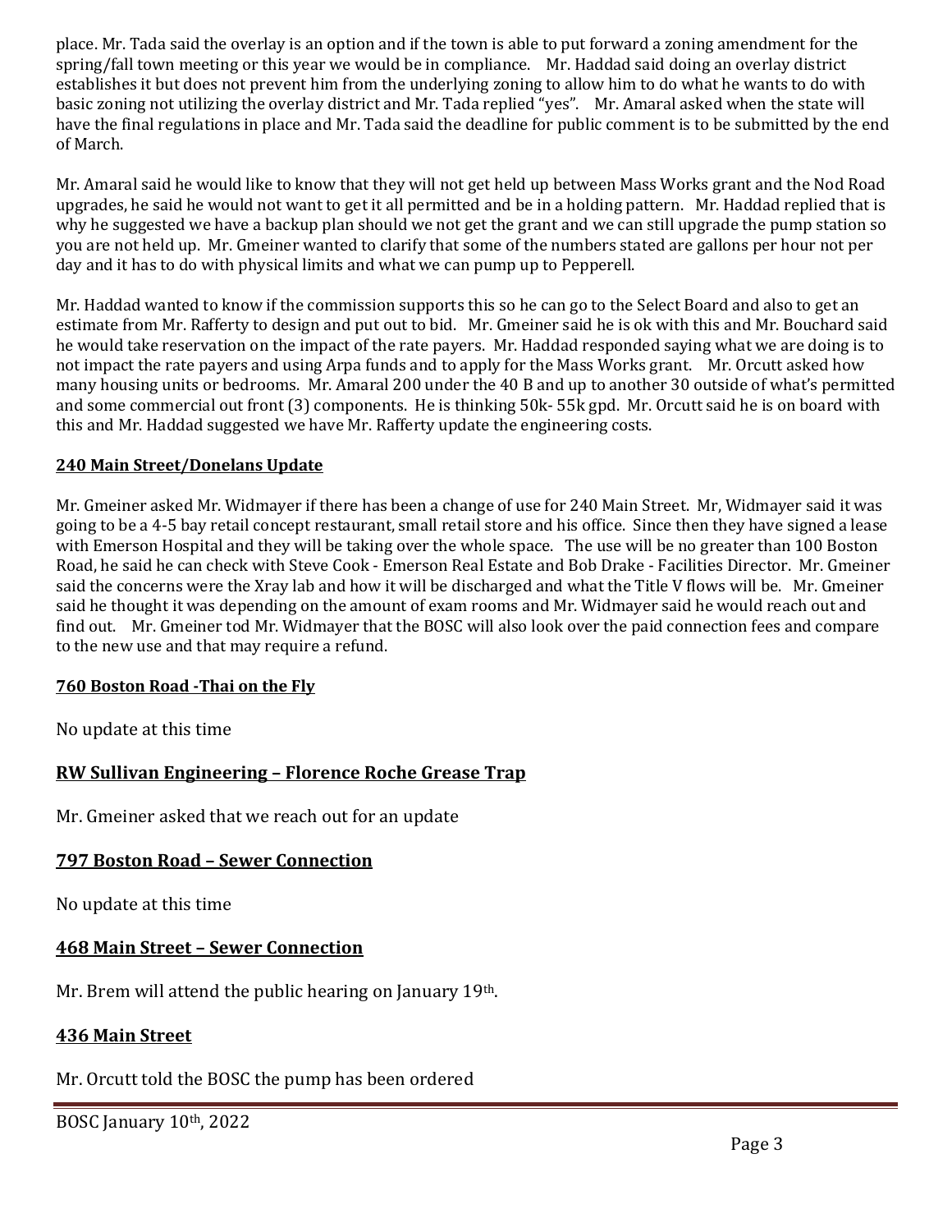place. Mr. Tada said the overlay is an option and if the town is able to put forward a zoning amendment for the spring/fall town meeting or this year we would be in compliance. Mr. Haddad said doing an overlay district establishes it but does not prevent him from the underlying zoning to allow him to do what he wants to do with basic zoning not utilizing the overlay district and Mr. Tada replied "yes". Mr. Amaral asked when the state will have the final regulations in place and Mr. Tada said the deadline for public comment is to be submitted by the end of March.

Mr. Amaral said he would like to know that they will not get held up between Mass Works grant and the Nod Road upgrades, he said he would not want to get it all permitted and be in a holding pattern. Mr. Haddad replied that is why he suggested we have a backup plan should we not get the grant and we can still upgrade the pump station so you are not held up. Mr. Gmeiner wanted to clarify that some of the numbers stated are gallons per hour not per day and it has to do with physical limits and what we can pump up to Pepperell.

Mr. Haddad wanted to know if the commission supports this so he can go to the Select Board and also to get an estimate from Mr. Rafferty to design and put out to bid. Mr. Gmeiner said he is ok with this and Mr. Bouchard said he would take reservation on the impact of the rate payers. Mr. Haddad responded saying what we are doing is to not impact the rate payers and using Arpa funds and to apply for the Mass Works grant. Mr. Orcutt asked how many housing units or bedrooms. Mr. Amaral 200 under the 40 B and up to another 30 outside of what's permitted and some commercial out front (3) components. He is thinking 50k- 55k gpd. Mr. Orcutt said he is on board with this and Mr. Haddad suggested we have Mr. Rafferty update the engineering costs.

## 240 Main Street/Donelans Update

Mr. Gmeiner asked Mr. Widmayer if there has been a change of use for 240 Main Street. Mr, Widmayer said it was going to be a 4-5 bay retail concept restaurant, small retail store and his office. Since then they have signed a lease with Emerson Hospital and they will be taking over the whole space. The use will be no greater than 100 Boston Road, he said he can check with Steve Cook - Emerson Real Estate and Bob Drake - Facilities Director. Mr. Gmeiner said the concerns were the Xray lab and how it will be discharged and what the Title V flows will be. Mr. Gmeiner said he thought it was depending on the amount of exam rooms and Mr. Widmayer said he would reach out and find out. Mr. Gmeiner tod Mr. Widmayer that the BOSC will also look over the paid connection fees and compare to the new use and that may require a refund.

## 760 Boston Road -Thai on the Fly

No update at this time

## RW Sullivan Engineering – Florence Roche Grease Trap

Mr. Gmeiner asked that we reach out for an update

## 797 Boston Road – Sewer Connection

No update at this time

## 468 Main Street – Sewer Connection

Mr. Brem will attend the public hearing on January 19th.

## 436 Main Street

Mr. Orcutt told the BOSC the pump has been ordered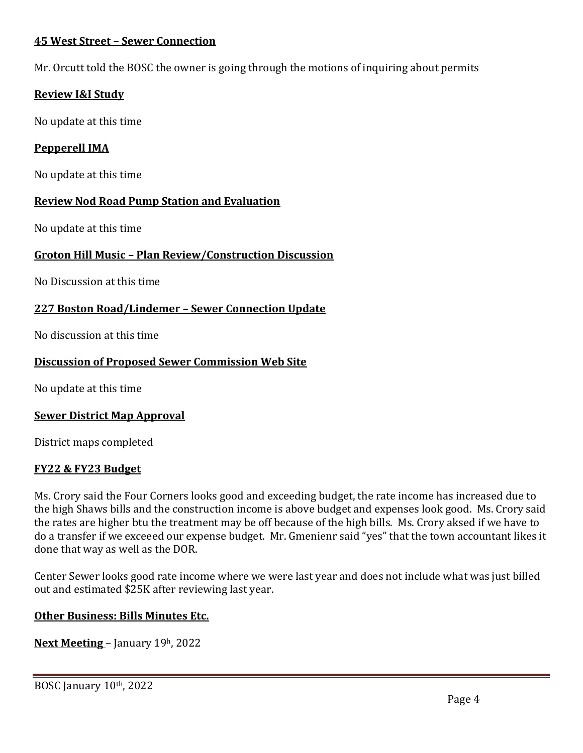**45 West Street – Sewer Connection**

Mr. Orcutt told the BOSC the owner is going through the motions of inquiring about permits

**Review I&I Study**

No update at this time

**Pepperell IMA**

No update at this time

**Review Nod Road Pump Station and Evaluation**

No update at this time

**Groton Hill Music – Plan Review/Construction Discussion**

No Discussion at this time

**227 Boston Road/Lindemer – Sewer Connection Update**

No discussion at this time

**Discussion of Proposed Sewer Commission Web Site**

No update at this time

**Sewer District Map Approval**

District maps completed

**FY22 & FY23 Budget**

Ms. Crory said the Four Corners looks good and exceeding budget, the rate income has increased due to the high Shaws bills and the construction income is above budget and expenses look good. Ms. Crory said the rates are higher btu the treatment may be off because of the high bills. Ms. Crory aksed if we have to do a transfer if we exceeed our expense budget. Mr. Gmenienr said "yes" that the town accountant likes it done that way as well as the DOR.

Center Sewer looks good rate income where we were last year and does not include what was just billed out and estimated $25K after reviewing last year.

**Other Business: Bills Minutes Etc.**

**Next Meeting** – January 19h, 2022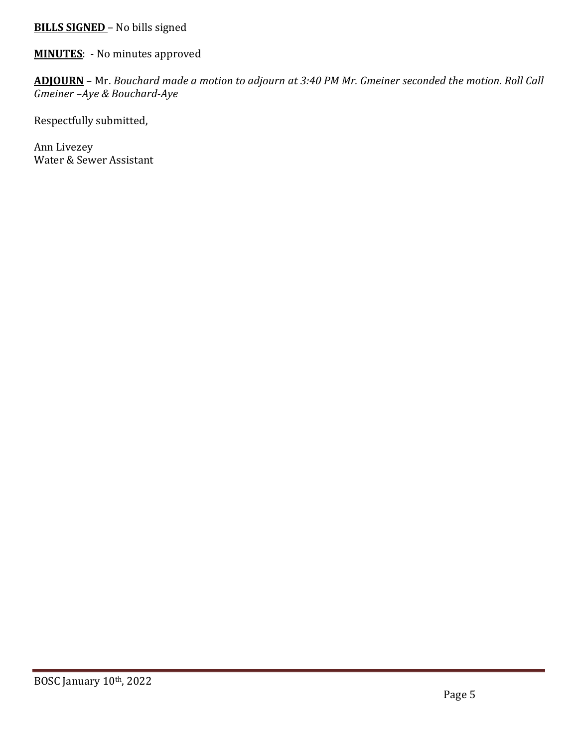**<u>BILLS SIGNED</u>** – No bills signed

**<u>MINUTES</u>**: - No minutes approved

**<u>ADJOURN</u>** – Mr. *Bouchard made a motion to adjourn at 3:40 PM Mr. Gmeiner seconded the motion. Roll Call Gmeiner –Aye & Bouchard-Aye*

Respectfully submitted,

Ann Livezey
Water & Sewer Assistant